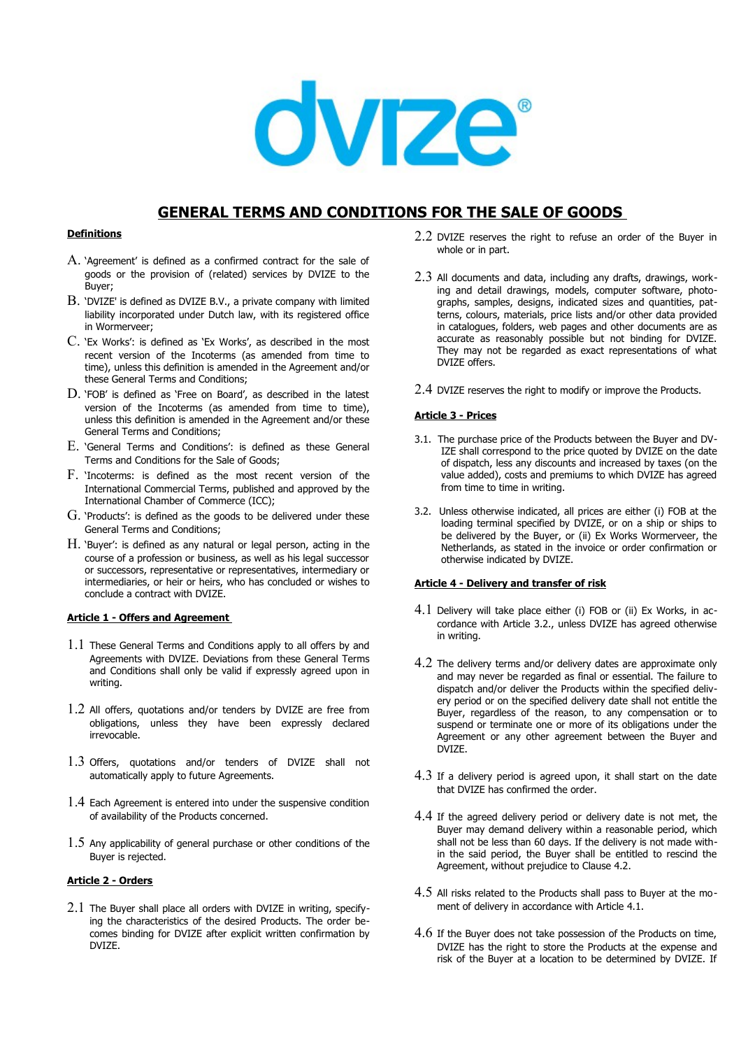dvize®

# GENERAL TERMS AND CONDITIONS FOR THE SALE OF GOODS

## Definitions

A. 'Agreement' is defined as a confirmed contract for the sale of goods or the provision of (related) services by DVIZE to the Buyer;

B. 'DVIZE' is defined as DVIZE B.V., a private company with limited liability incorporated under Dutch law, with its registered office in Wormerveer;

C. 'Ex Works': is defined as 'Ex Works', as described in the most recent version of the Incoterms (as amended from time to time), unless this definition is amended in the Agreement and/or these General Terms and Conditions;

D. 'FOB' is defined as 'Free on Board', as described in the latest version of the Incoterms (as amended from time to time), unless this definition is amended in the Agreement and/or these General Terms and Conditions;

E. 'General Terms and Conditions': is defined as these General Terms and Conditions for the Sale of Goods;

F. 'Incoterms: is defined as the most recent version of the International Commercial Terms, published and approved by the International Chamber of Commerce (ICC);

G. 'Products': is defined as the goods to be delivered under these General Terms and Conditions;

H. 'Buyer': is defined as any natural or legal person, acting in the course of a profession or business, as well as his legal successor or successors, representative or representatives, intermediary or intermediaries, or heir or heirs, who has concluded or wishes to conclude a contract with DVIZE.

## Article 1 - Offers and Agreement

1.1 These General Terms and Conditions apply to all offers by and Agreements with DVIZE. Deviations from these General Terms and Conditions shall only be valid if expressly agreed upon in writing.

1.2 All offers, quotations and/or tenders by DVIZE are free from obligations, unless they have been expressly declared irrevocable.

1.3 Offers, quotations and/or tenders of DVIZE shall not automatically apply to future Agreements.

1.4 Each Agreement is entered into under the suspensive condition of availability of the Products concerned.

1.5 Any applicability of general purchase or other conditions of the Buyer is rejected.

## Article 2 - Orders

2.1 The Buyer shall place all orders with DVIZE in writing, specifying the characteristics of the desired Products. The order becomes binding for DVIZE after explicit written confirmation by DVIZE.

2.2 DVIZE reserves the right to refuse an order of the Buyer in whole or in part.

2.3 All documents and data, including any drafts, drawings, working and detail drawings, models, computer software, photographs, samples, designs, indicated sizes and quantities, patterns, colours, materials, price lists and/or other data provided in catalogues, folders, web pages and other documents are as accurate as reasonably possible but not binding for DVIZE. They may not be regarded as exact representations of what DVIZE offers.

2.4 DVIZE reserves the right to modify or improve the Products.

## Article 3 - Prices

3.1. The purchase price of the Products between the Buyer and DVIZE shall correspond to the price quoted by DVIZE on the date of dispatch, less any discounts and increased by taxes (on the value added), costs and premiums to which DVIZE has agreed from time to time in writing.

3.2. Unless otherwise indicated, all prices are either (i) FOB at the loading terminal specified by DVIZE, or on a ship or ships to be delivered by the Buyer, or (ii) Ex Works Wormerveer, the Netherlands, as stated in the invoice or order confirmation or otherwise indicated by DVIZE.

## Article 4 - Delivery and transfer of risk

4.1 Delivery will take place either (i) FOB or (ii) Ex Works, in accordance with Article 3.2., unless DVIZE has agreed otherwise in writing.

4.2 The delivery terms and/or delivery dates are approximate only and may never be regarded as final or essential. The failure to dispatch and/or deliver the Products within the specified delivery period or on the specified delivery date shall not entitle the Buyer, regardless of the reason, to any compensation or to suspend or terminate one or more of its obligations under the Agreement or any other agreement between the Buyer and DVIZE.

4.3 If a delivery period is agreed upon, it shall start on the date that DVIZE has confirmed the order.

4.4 If the agreed delivery period or delivery date is not met, the Buyer may demand delivery within a reasonable period, which shall not be less than 60 days. If the delivery is not made within the said period, the Buyer shall be entitled to rescind the Agreement, without prejudice to Clause 4.2.

4.5 All risks related to the Products shall pass to Buyer at the moment of delivery in accordance with Article 4.1.

4.6 If the Buyer does not take possession of the Products on time, DVIZE has the right to store the Products at the expense and risk of the Buyer at a location to be determined by DVIZE. If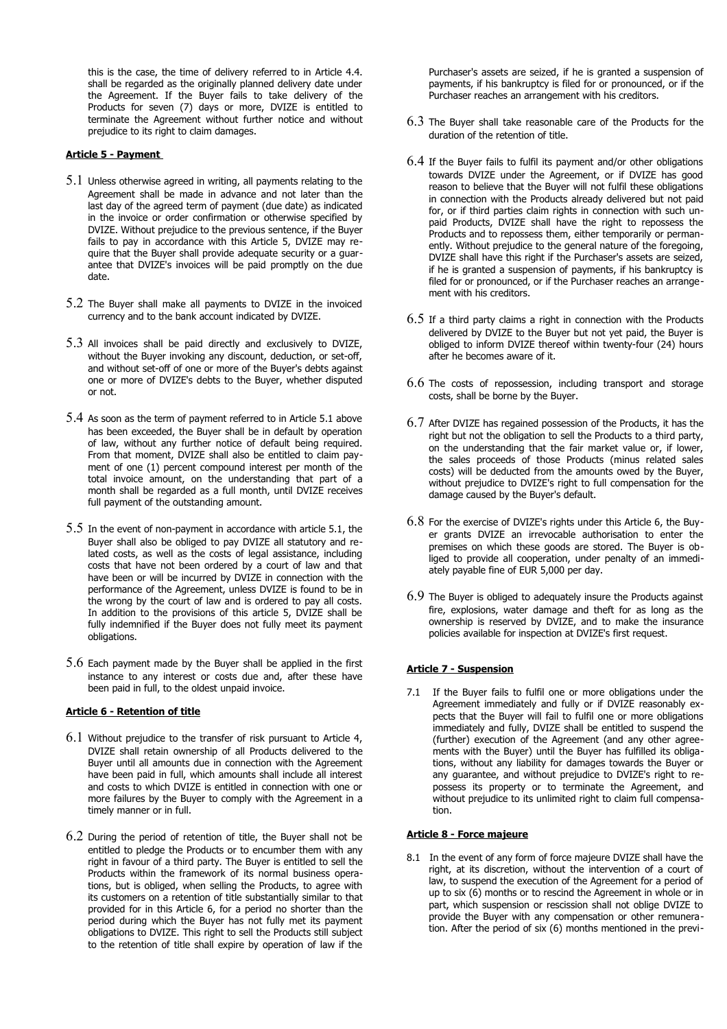this is the case, the time of delivery referred to in Article 4.4. shall be regarded as the originally planned delivery date under the Agreement. If the Buyer fails to take delivery of the Products for seven (7) days or more, DVIZE is entitled to terminate the Agreement without further notice and without prejudice to its right to claim damages.

**Article 5 - Payment**

5.1 Unless otherwise agreed in writing, all payments relating to the Agreement shall be made in advance and not later than the last day of the agreed term of payment (due date) as indicated in the invoice or order confirmation or otherwise specified by DVIZE. Without prejudice to the previous sentence, if the Buyer fails to pay in accordance with this Article 5, DVIZE may require that the Buyer shall provide adequate security or a guarantee that DVIZE's invoices will be paid promptly on the due date.

5.2 The Buyer shall make all payments to DVIZE in the invoiced currency and to the bank account indicated by DVIZE.

5.3 All invoices shall be paid directly and exclusively to DVIZE, without the Buyer invoking any discount, deduction, or set-off, and without set-off of one or more of the Buyer's debts against one or more of DVIZE's debts to the Buyer, whether disputed or not.

5.4 As soon as the term of payment referred to in Article 5.1 above has been exceeded, the Buyer shall be in default by operation of law, without any further notice of default being required. From that moment, DVIZE shall also be entitled to claim payment of one (1) percent compound interest per month of the total invoice amount, on the understanding that part of a month shall be regarded as a full month, until DVIZE receives full payment of the outstanding amount.

5.5 In the event of non-payment in accordance with article 5.1, the Buyer shall also be obliged to pay DVIZE all statutory and related costs, as well as the costs of legal assistance, including costs that have not been ordered by a court of law and that have been or will be incurred by DVIZE in connection with the performance of the Agreement, unless DVIZE is found to be in the wrong by the court of law and is ordered to pay all costs. In addition to the provisions of this article 5, DVIZE shall be fully indemnified if the Buyer does not fully meet its payment obligations.

5.6 Each payment made by the Buyer shall be applied in the first instance to any interest or costs due and, after these have been paid in full, to the oldest unpaid invoice.

**Article 6 - Retention of title**

6.1 Without prejudice to the transfer of risk pursuant to Article 4, DVIZE shall retain ownership of all Products delivered to the Buyer until all amounts due in connection with the Agreement have been paid in full, which amounts shall include all interest and costs to which DVIZE is entitled in connection with one or more failures by the Buyer to comply with the Agreement in a timely manner or in full.

6.2 During the period of retention of title, the Buyer shall not be entitled to pledge the Products or to encumber them with any right in favour of a third party. The Buyer is entitled to sell the Products within the framework of its normal business operations, but is obliged, when selling the Products, to agree with its customers on a retention of title substantially similar to that provided for in this Article 6, for a period no shorter than the period during which the Buyer has not fully met its payment obligations to DVIZE. This right to sell the Products still subject to the retention of title shall expire by operation of law if the Purchaser's assets are seized, if he is granted a suspension of payments, if his bankruptcy is filed for or pronounced, or if the Purchaser reaches an arrangement with his creditors.

6.3 The Buyer shall take reasonable care of the Products for the duration of the retention of title.

6.4 If the Buyer fails to fulfil its payment and/or other obligations towards DVIZE under the Agreement, or if DVIZE has good reason to believe that the Buyer will not fulfil these obligations in connection with the Products already delivered but not paid for, or if third parties claim rights in connection with such unpaid Products, DVIZE shall have the right to repossess the Products and to repossess them, either temporarily or permanently. Without prejudice to the general nature of the foregoing, DVIZE shall have this right if the Purchaser's assets are seized, if he is granted a suspension of payments, if his bankruptcy is filed for or pronounced, or if the Purchaser reaches an arrangement with his creditors.

6.5 If a third party claims a right in connection with the Products delivered by DVIZE to the Buyer but not yet paid, the Buyer is obliged to inform DVIZE thereof within twenty-four (24) hours after he becomes aware of it.

6.6 The costs of repossession, including transport and storage costs, shall be borne by the Buyer.

6.7 After DVIZE has regained possession of the Products, it has the right but not the obligation to sell the Products to a third party, on the understanding that the fair market value or, if lower, the sales proceeds of those Products (minus related sales costs) will be deducted from the amounts owed by the Buyer, without prejudice to DVIZE's right to full compensation for the damage caused by the Buyer's default.

6.8 For the exercise of DVIZE's rights under this Article 6, the Buyer grants DVIZE an irrevocable authorisation to enter the premises on which these goods are stored. The Buyer is obliged to provide all cooperation, under penalty of an immediately payable fine of EUR 5,000 per day.

6.9 The Buyer is obliged to adequately insure the Products against fire, explosions, water damage and theft for as long as the ownership is reserved by DVIZE, and to make the insurance policies available for inspection at DVIZE's first request.

**Article 7 - Suspension**

7.1 If the Buyer fails to fulfil one or more obligations under the Agreement immediately and fully or if DVIZE reasonably expects that the Buyer will fail to fulfil one or more obligations immediately and fully, DVIZE shall be entitled to suspend the (further) execution of the Agreement (and any other agreements with the Buyer) until the Buyer has fulfilled its obligations, without any liability for damages towards the Buyer or any guarantee, and without prejudice to DVIZE's right to repossess its property or to terminate the Agreement, and without prejudice to its unlimited right to claim full compensation.

**Article 8 - Force majeure**

8.1 In the event of any form of force majeure DVIZE shall have the right, at its discretion, without the intervention of a court of law, to suspend the execution of the Agreement for a period of up to six (6) months or to rescind the Agreement in whole or in part, which suspension or rescission shall not oblige DVIZE to provide the Buyer with any compensation or other remuneration. After the period of six (6) months mentioned in the previ-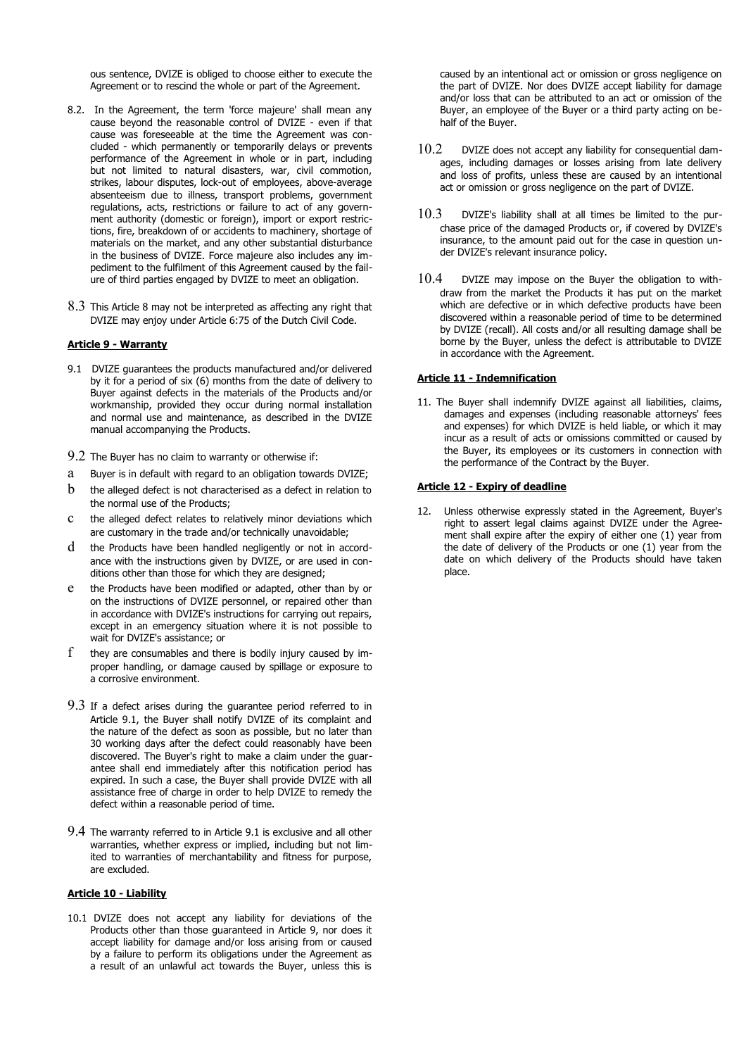ous sentence, DVIZE is obliged to choose either to execute the Agreement or to rescind the whole or part of the Agreement.

8.2. In the Agreement, the term 'force majeure' shall mean any cause beyond the reasonable control of DVIZE - even if that cause was foreseeable at the time the Agreement was concluded - which permanently or temporarily delays or prevents performance of the Agreement in whole or in part, including but not limited to natural disasters, war, civil commotion, strikes, labour disputes, lock-out of employees, above-average absenteeism due to illness, transport problems, government regulations, acts, restrictions or failure to act of any government authority (domestic or foreign), import or export restrictions, fire, breakdown of or accidents to machinery, shortage of materials on the market, and any other substantial disturbance in the business of DVIZE. Force majeure also includes any impediment to the fulfilment of this Agreement caused by the failure of third parties engaged by DVIZE to meet an obligation.

8.3 This Article 8 may not be interpreted as affecting any right that DVIZE may enjoy under Article 6:75 of the Dutch Civil Code.

**Article 9 - Warranty**

9.1 DVIZE guarantees the products manufactured and/or delivered by it for a period of six (6) months from the date of delivery to Buyer against defects in the materials of the Products and/or workmanship, provided they occur during normal installation and normal use and maintenance, as described in the DVIZE manual accompanying the Products.

9.2 The Buyer has no claim to warranty or otherwise if:

a Buyer is in default with regard to an obligation towards DVIZE;

b the alleged defect is not characterised as a defect in relation to the normal use of the Products;

c the alleged defect relates to relatively minor deviations which are customary in the trade and/or technically unavoidable;

d the Products have been handled negligently or not in accordance with the instructions given by DVIZE, or are used in conditions other than those for which they are designed;

e the Products have been modified or adapted, other than by or on the instructions of DVIZE personnel, or repaired other than in accordance with DVIZE's instructions for carrying out repairs, except in an emergency situation where it is not possible to wait for DVIZE's assistance; or

f they are consumables and there is bodily injury caused by improper handling, or damage caused by spillage or exposure to a corrosive environment.

9.3 If a defect arises during the guarantee period referred to in Article 9.1, the Buyer shall notify DVIZE of its complaint and the nature of the defect as soon as possible, but no later than 30 working days after the defect could reasonably have been discovered. The Buyer's right to make a claim under the guarantee shall end immediately after this notification period has expired. In such a case, the Buyer shall provide DVIZE with all assistance free of charge in order to help DVIZE to remedy the defect within a reasonable period of time.

9.4 The warranty referred to in Article 9.1 is exclusive and all other warranties, whether express or implied, including but not limited to warranties of merchantability and fitness for purpose, are excluded.

**Article 10 - Liability**

10.1 DVIZE does not accept any liability for deviations of the Products other than those guaranteed in Article 9, nor does it accept liability for damage and/or loss arising from or caused by a failure to perform its obligations under the Agreement as a result of an unlawful act towards the Buyer, unless this is caused by an intentional act or omission or gross negligence on the part of DVIZE. Nor does DVIZE accept liability for damage and/or loss that can be attributed to an act or omission of the Buyer, an employee of the Buyer or a third party acting on behalf of the Buyer.

10.2 DVIZE does not accept any liability for consequential damages, including damages or losses arising from late delivery and loss of profits, unless these are caused by an intentional act or omission or gross negligence on the part of DVIZE.

10.3 DVIZE's liability shall at all times be limited to the purchase price of the damaged Products or, if covered by DVIZE's insurance, to the amount paid out for the case in question under DVIZE's relevant insurance policy.

10.4 DVIZE may impose on the Buyer the obligation to withdraw from the market the Products it has put on the market which are defective or in which defective products have been discovered within a reasonable period of time to be determined by DVIZE (recall). All costs and/or all resulting damage shall be borne by the Buyer, unless the defect is attributable to DVIZE in accordance with the Agreement.

**Article 11 - Indemnification**

11. The Buyer shall indemnify DVIZE against all liabilities, claims, damages and expenses (including reasonable attorneys' fees and expenses) for which DVIZE is held liable, or which it may incur as a result of acts or omissions committed or caused by the Buyer, its employees or its customers in connection with the performance of the Contract by the Buyer.

**Article 12 - Expiry of deadline**

12. Unless otherwise expressly stated in the Agreement, Buyer's right to assert legal claims against DVIZE under the Agreement shall expire after the expiry of either one (1) year from the date of delivery of the Products or one (1) year from the date on which delivery of the Products should have taken place.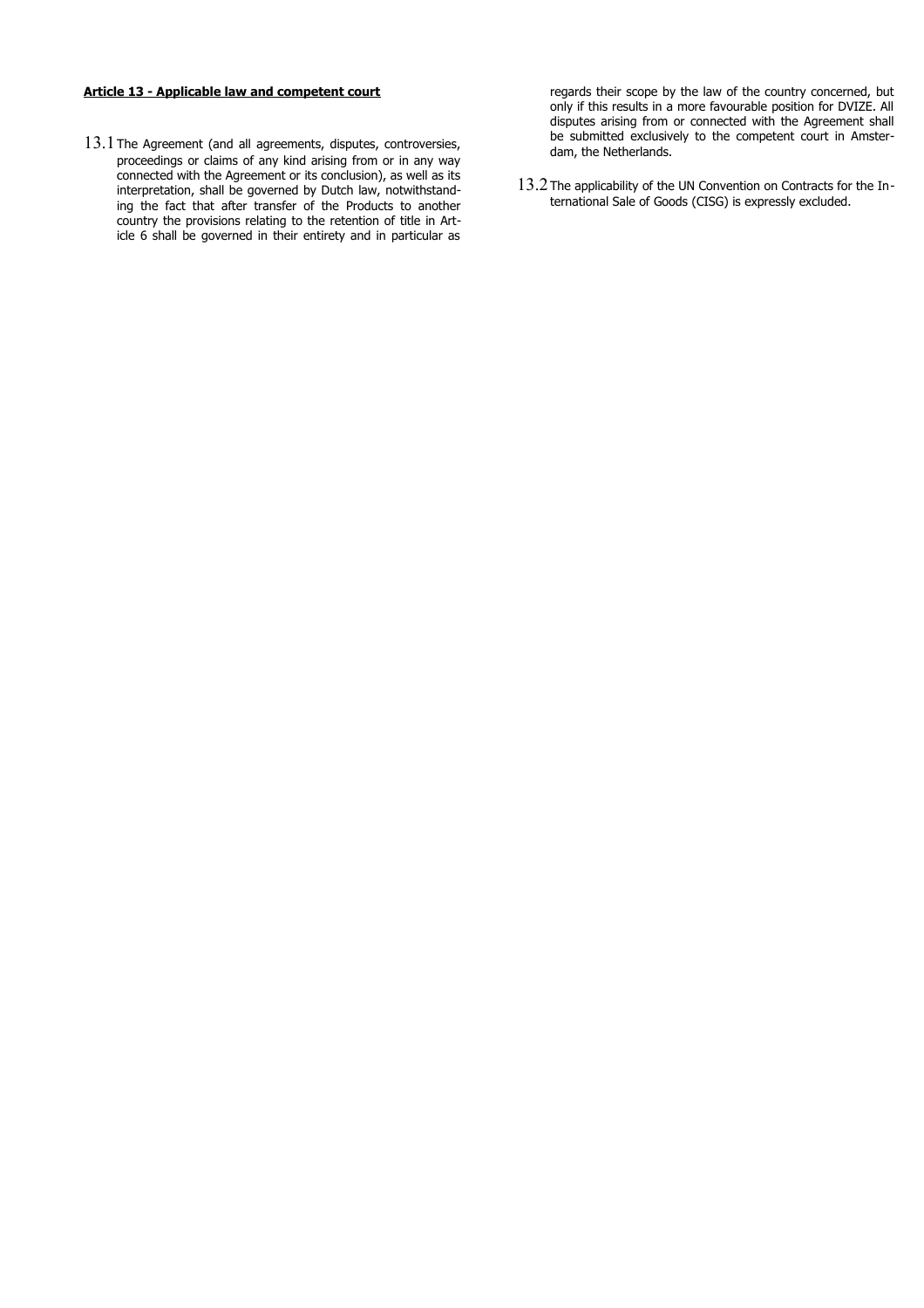**Article 13 - Applicable law and competent court**

13.1 The Agreement (and all agreements, disputes, controversies, proceedings or claims of any kind arising from or in any way connected with the Agreement or its conclusion), as well as its interpretation, shall be governed by Dutch law, notwithstanding the fact that after transfer of the Products to another country the provisions relating to the retention of title in Article 6 shall be governed in their entirety and in particular as regards their scope by the law of the country concerned, but only if this results in a more favourable position for DVIZE. All disputes arising from or connected with the Agreement shall be submitted exclusively to the competent court in Amsterdam, the Netherlands.

13.2 The applicability of the UN Convention on Contracts for the International Sale of Goods (CISG) is expressly excluded.